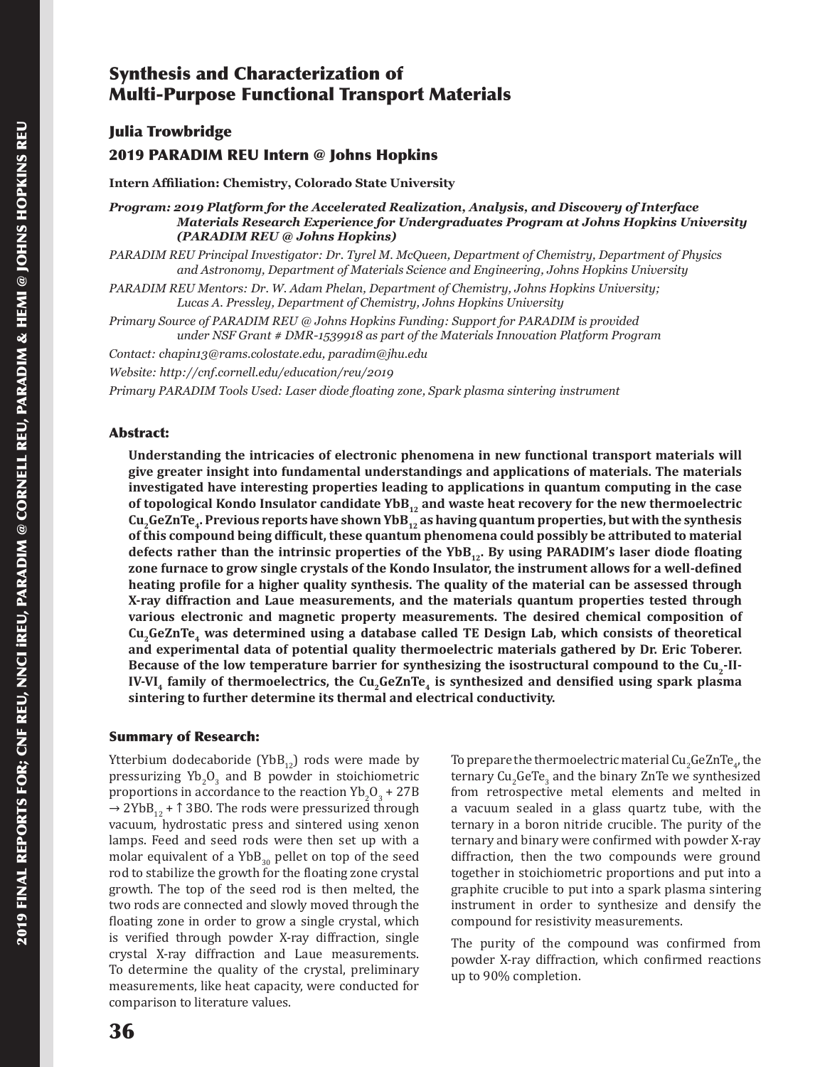# Synthesis and Characterization of Multi-Purpose Functional Transport Materials

## Julia Trowbridge

## 2019 PARADIM REU Intern @ Johns Hopkins

**Intern Affiliation: Chemistry, Colorado State University**

***Program: 2019 Platform for the Accelerated Realization, Analysis, and Discovery of Interface Materials Research Experience for Undergraduates Program at Johns Hopkins University (PARADIM REU @ Johns Hopkins)***

*PARADIM REU Principal Investigator: Dr. Tyrel M. McQueen, Department of Chemistry, Department of Physics and Astronomy, Department of Materials Science and Engineering, Johns Hopkins University*

*PARADIM REU Mentors: Dr. W. Adam Phelan, Department of Chemistry, Johns Hopkins University; Lucas A. Pressley, Department of Chemistry, Johns Hopkins University*

*Primary Source of PARADIM REU @ Johns Hopkins Funding: Support for PARADIM is provided under NSF Grant # DMR-1539918 as part of the Materials Innovation Platform Program*

*Contact: chapin13@rams.colostate.edu, paradim@jhu.edu*

*Website: http://cnf.cornell.edu/education/reu/2019*

*Primary PARADIM Tools Used: Laser diode floating zone, Spark plasma sintering instrument*

### Abstract:

**Understanding the intricacies of electronic phenomena in new functional transport materials will give greater insight into fundamental understandings and applications of materials. The materials investigated have interesting properties leading to applications in quantum computing in the case of topological Kondo Insulator candidate $YbB_{12}$ and waste heat recovery for the new thermoelectric $Cu_2GeZnTe_4$. Previous reports have shown $YbB_{12}$ as having quantum properties, but with the synthesis of this compound being difficult, these quantum phenomena could possibly be attributed to material defects rather than the intrinsic properties of the $YbB_{12}$. By using PARADIM's laser diode floating zone furnace to grow single crystals of the Kondo Insulator, the instrument allows for a well-defined heating profile for a higher quality synthesis. The quality of the material can be assessed through X-ray diffraction and Laue measurements, and the materials quantum properties tested through various electronic and magnetic property measurements. The desired chemical composition of $Cu_2GeZnTe_4$ was determined using a database called TE Design Lab, which consists of theoretical and experimental data of potential quality thermoelectric materials gathered by Dr. Eric Toberer. Because of the low temperature barrier for synthesizing the isostructural compound to the $Cu_2$-II-IV-$VI_4$ family of thermoelectrics, the $Cu_2GeZnTe_4$ is synthesized and densified using spark plasma sintering to further determine its thermal and electrical conductivity.**

### Summary of Research:

Ytterbium dodecaboride ($YbB_{12}$) rods were made by pressurizing $Yb_2O_3$ and B powder in stoichiometric proportions in accordance to the reaction $Yb_2O_3 + 27B \rightarrow 2YbB_{12} + \uparrow 3BO$. The rods were pressurized through vacuum, hydrostatic press and sintered using xenon lamps. Feed and seed rods were then set up with a molar equivalent of a $YbB_{30}$ pellet on top of the seed rod to stabilize the growth for the floating zone crystal growth. The top of the seed rod is then melted, the two rods are connected and slowly moved through the floating zone in order to grow a single crystal, which is verified through powder X-ray diffraction, single crystal X-ray diffraction and Laue measurements. To determine the quality of the crystal, preliminary measurements, like heat capacity, were conducted for comparison to literature values.

To prepare the thermoelectric material $Cu_2GeZnTe_4$, the ternary $Cu_2GeTe_3$ and the binary ZnTe we synthesized from retrospective metal elements and melted in a vacuum sealed in a glass quartz tube, with the ternary in a boron nitride crucible. The purity of the ternary and binary were confirmed with powder X-ray diffraction, then the two compounds were ground together in stoichiometric proportions and put into a graphite crucible to put into a spark plasma sintering instrument in order to synthesize and densify the compound for resistivity measurements.

The purity of the compound was confirmed from powder X-ray diffraction, which confirmed reactions up to 90% completion.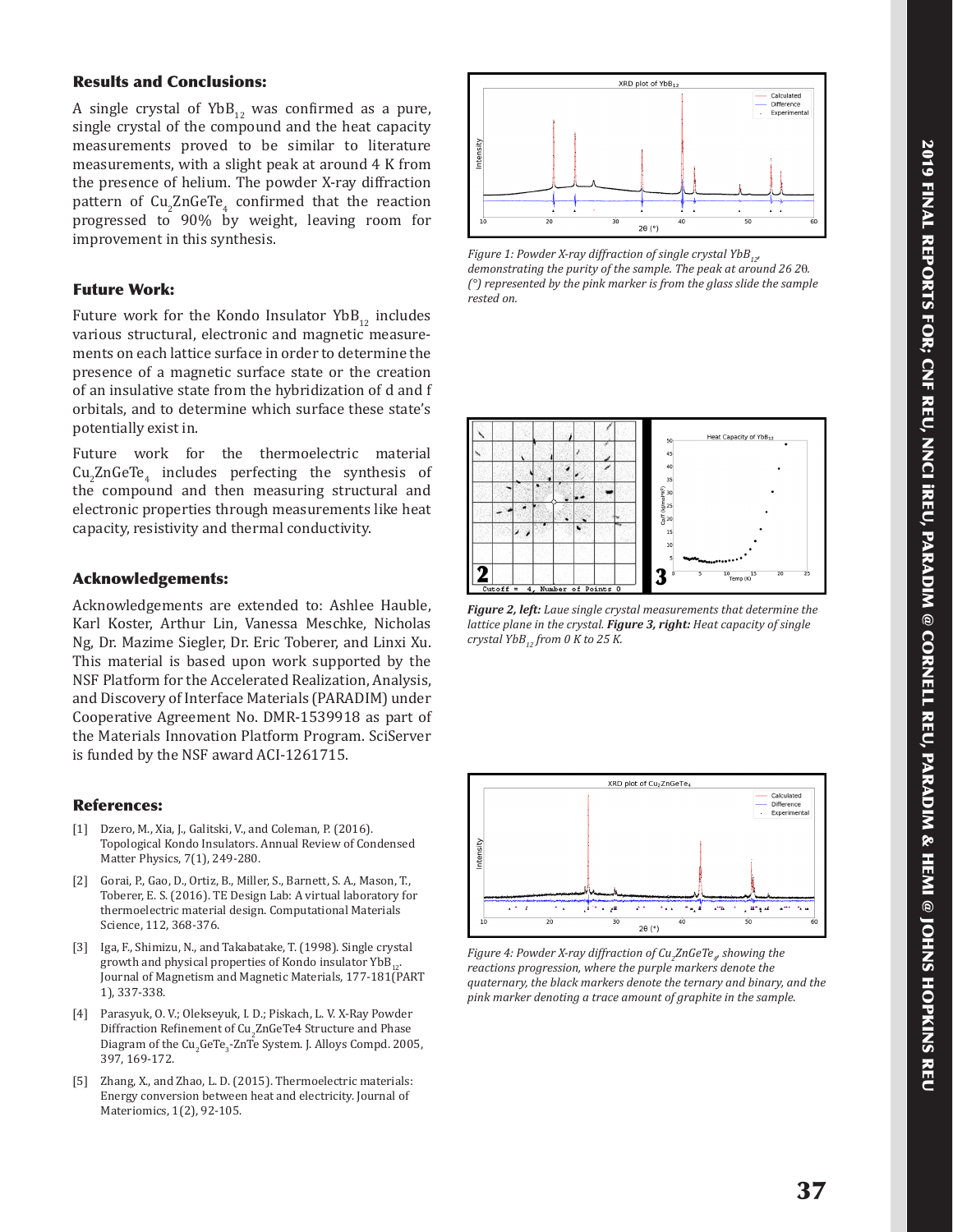### Results and Conclusions:

A single crystal of $YbB_{12}$ was confirmed as a pure, single crystal of the compound and the heat capacity measurements proved to be similar to literature measurements, with a slight peak at around 4 K from the presence of helium. The powder X-ray diffraction pattern of $Cu_2ZnGeTe_4$ confirmed that the reaction progressed to 90% by weight, leaving room for improvement in this synthesis.

### Future Work:

Future work for the Kondo Insulator $YbB_{12}$ includes various structural, electronic and magnetic measurements on each lattice surface in order to determine the presence of a magnetic surface state or the creation of an insulative state from the hybridization of d and f orbitals, and to determine which surface these state's potentially exist in.

Future work for the thermoelectric material $Cu_2ZnGeTe_4$ includes perfecting the synthesis of the compound and then measuring structural and electronic properties through measurements like heat capacity, resistivity and thermal conductivity.

### Acknowledgements:

Acknowledgements are extended to: Ashlee Hauble, Karl Koster, Arthur Lin, Vanessa Meschke, Nicholas Ng, Dr. Mazime Siegler, Dr. Eric Toberer, and Linxi Xu. This material is based upon work supported by the NSF Platform for the Accelerated Realization, Analysis, and Discovery of Interface Materials (PARADIM) under Cooperative Agreement No. DMR-1539918 as part of the Materials Innovation Platform Program. SciServer is funded by the NSF award ACI-1261715.

### References:

[1] Dzero, M., Xia, J., Galitski, V., and Coleman, P. (2016). Topological Kondo Insulators. Annual Review of Condensed Matter Physics, 7(1), 249-280.

[2] Gorai, P., Gao, D., Ortiz, B., Miller, S., Barnett, S. A., Mason, T., Toberer, E. S. (2016). TE Design Lab: A virtual laboratory for thermoelectric material design. Computational Materials Science, 112, 368-376.

[3] Iga, F., Shimizu, N., and Takabatake, T. (1998). Single crystal growth and physical properties of Kondo insulator $YbB_{12}$. Journal of Magnetism and Magnetic Materials, 177-181(PART 1), 337-338.

[4] Parasyuk, O. V.; Olekseyuk, I. D.; Piskach, L. V. X-Ray Powder Diffraction Refinement of $Cu_2ZnGeTe4$ Structure and Phase Diagram of the $Cu_2GeTe_3$-ZnTe System. J. Alloys Compd. 2005, 397, 169-172.

[5] Zhang, X., and Zhao, L. D. (2015). Thermoelectric materials: Energy conversion between heat and electricity. Journal of Materiomics, 1(2), 92-105.

XRD plot of $YbB_{12}$

Calculated
Difference
Experimental

Intensity

10 20 30 40 50 60

2θ (°)

*Figure 1: Powder X-ray diffraction of single crystal $YbB_{12}$, demonstrating the purity of the sample. The peak at around 26 2θ. (°) represented by the pink marker is from the glass slide the sample rested on.*

2

Cutoff = 4, Number of Points 0

3

Heat Capacity of $YbB_{12}$

50 45 40 35 30 25 20 15 10 5

Cp/T (kJ/mol K²)

0 5 10 15 20 25

Temp (K)

***Figure 2, left:** Laue single crystal measurements that determine the lattice plane in the crystal. **Figure 3, right:** Heat capacity of single crystal $YbB_{12}$ from 0 K to 25 K.*

XRD plot of $Cu_2ZnGeTe_4$

Calculated
Difference
Experimental

Intensity

10 20 30 40 50 60

2θ (°)

*Figure 4: Powder X-ray diffraction of $Cu_2ZnGeTe_4$, showing the reactions progression, where the purple markers denote the quaternary, the black markers denote the ternary and binary, and the pink marker denoting a trace amount of graphite in the sample.*